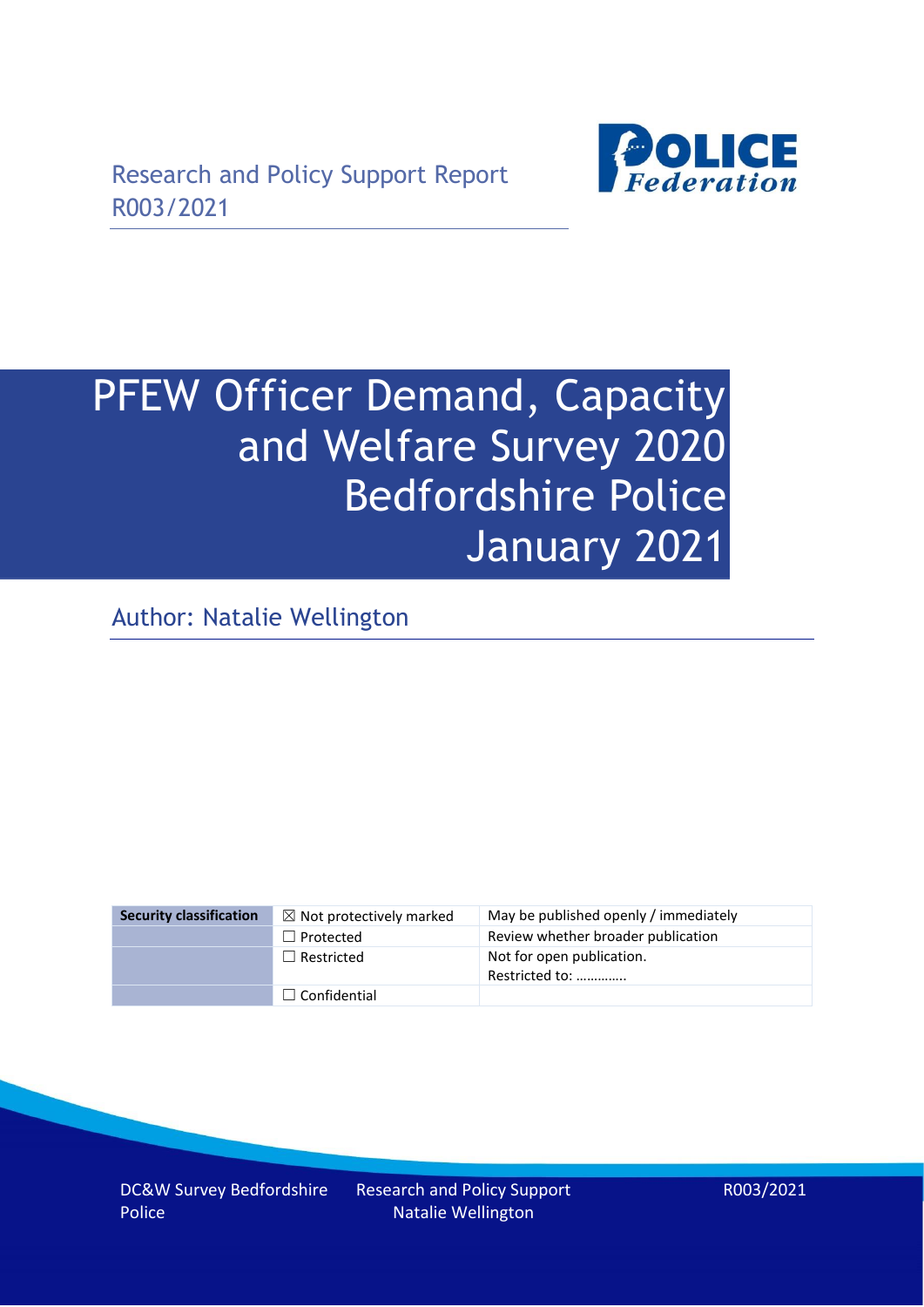Research and Policy Support Report
R003/2021

# PFEW Officer Demand, Capacity and Welfare Survey 2020 Bedfordshire Police January 2021

Author: Natalie Wellington

| Security classification | ☒ Not protectively marked | May be published openly / immediately |
|---|---|---|
| | ☐ Protected | Review whether broader publication |
| | ☐ Restricted | Not for open publication. Restricted to: …………. |
| | ☐ Confidential | |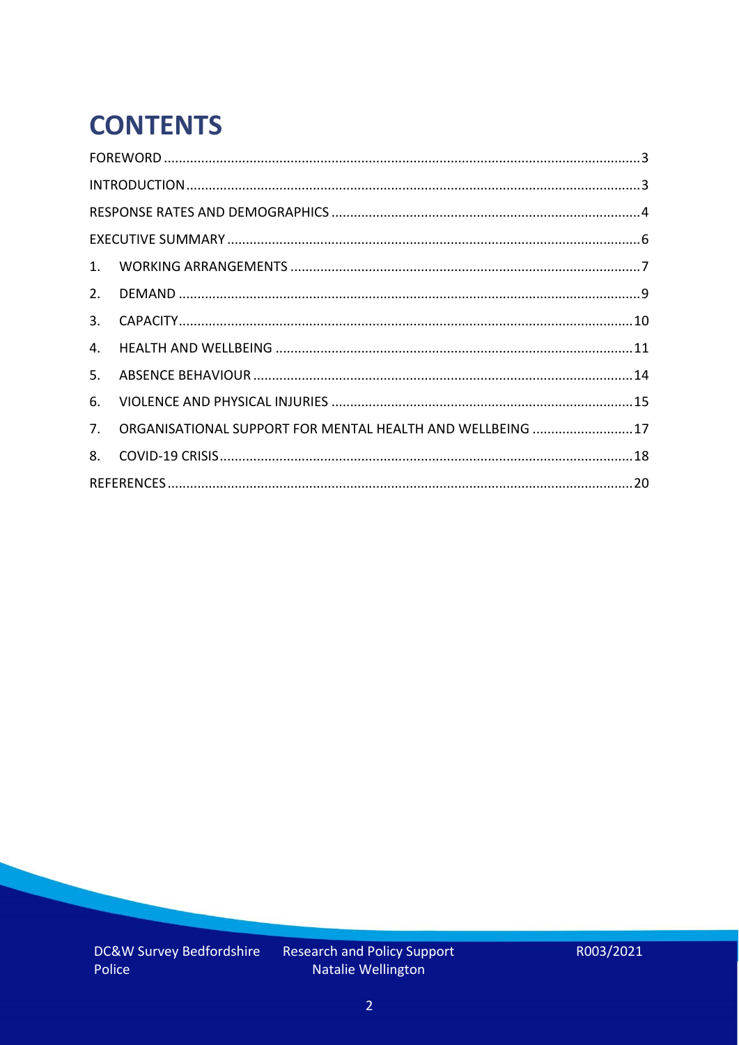# CONTENTS

FOREWORD ....3

INTRODUCTION ....3

RESPONSE RATES AND DEMOGRAPHICS ....4

EXECUTIVE SUMMARY ....6

1. WORKING ARRANGEMENTS ....7
2. DEMAND ....9
3. CAPACITY ....10
4. HEALTH AND WELLBEING ....11
5. ABSENCE BEHAVIOUR ....14
6. VIOLENCE AND PHYSICAL INJURIES ....15
7. ORGANISATIONAL SUPPORT FOR MENTAL HEALTH AND WELLBEING ....17
8. COVID-19 CRISIS ....18

REFERENCES ....20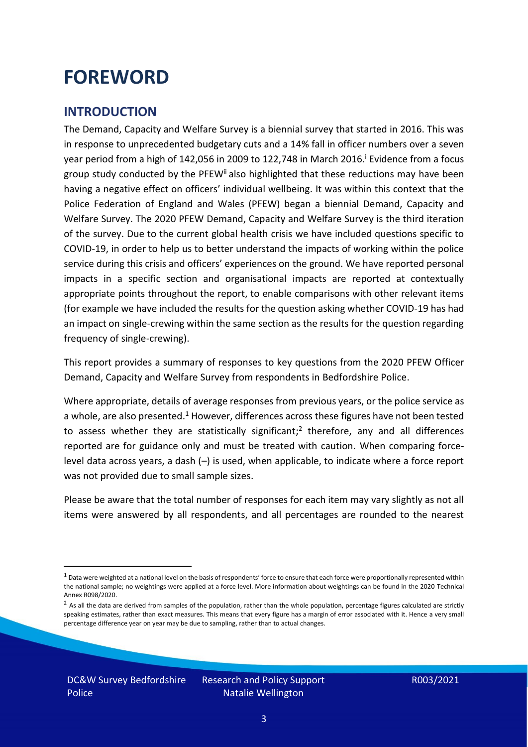# FOREWORD

## INTRODUCTION

The Demand, Capacity and Welfare Survey is a biennial survey that started in 2016. This was in response to unprecedented budgetary cuts and a 14% fall in officer numbers over a seven year period from a high of 142,056 in 2009 to 122,748 in March 2016.[i] Evidence from a focus group study conducted by the PFEW[ii] also highlighted that these reductions may have been having a negative effect on officers' individual wellbeing. It was within this context that the Police Federation of England and Wales (PFEW) began a biennial Demand, Capacity and Welfare Survey. The 2020 PFEW Demand, Capacity and Welfare Survey is the third iteration of the survey. Due to the current global health crisis we have included questions specific to COVID-19, in order to help us to better understand the impacts of working within the police service during this crisis and officers' experiences on the ground. We have reported personal impacts in a specific section and organisational impacts are reported at contextually appropriate points throughout the report, to enable comparisons with other relevant items (for example we have included the results for the question asking whether COVID-19 has had an impact on single-crewing within the same section as the results for the question regarding frequency of single-crewing).

This report provides a summary of responses to key questions from the 2020 PFEW Officer Demand, Capacity and Welfare Survey from respondents in Bedfordshire Police.

Where appropriate, details of average responses from previous years, or the police service as a whole, are also presented.[1] However, differences across these figures have not been tested to assess whether they are statistically significant;[2] therefore, any and all differences reported are for guidance only and must be treated with caution. When comparing force-level data across years, a dash (–) is used, when applicable, to indicate where a force report was not provided due to small sample sizes.

Please be aware that the total number of responses for each item may vary slightly as not all items were answered by all respondents, and all percentages are rounded to the nearest

[1] Data were weighted at a national level on the basis of respondents' force to ensure that each force were proportionally represented within the national sample; no weightings were applied at a force level. More information about weightings can be found in the 2020 Technical Annex R098/2020.

[2] As all the data are derived from samples of the population, rather than the whole population, percentage figures calculated are strictly speaking estimates, rather than exact measures. This means that every figure has a margin of error associated with it. Hence a very small percentage difference year on year may be due to sampling, rather than to actual changes.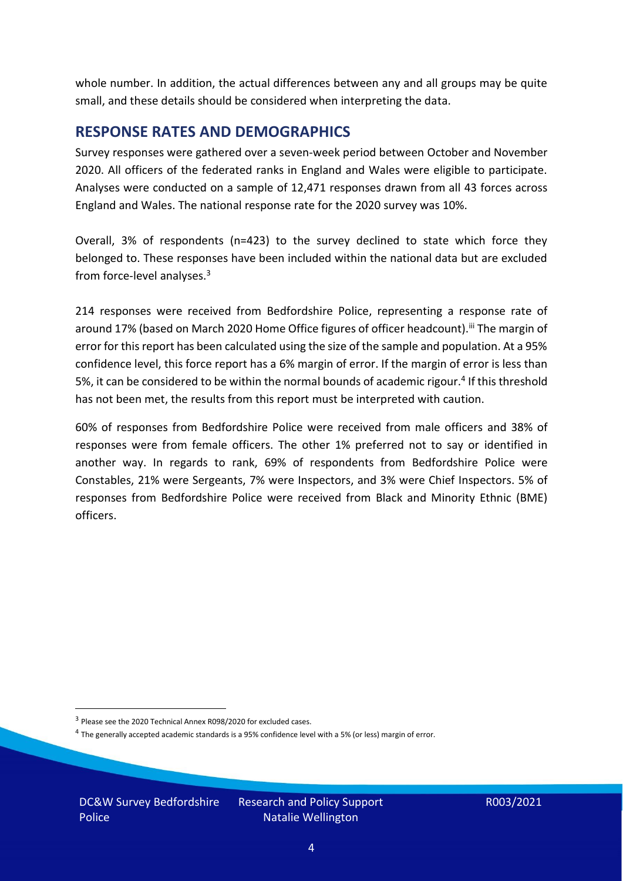whole number. In addition, the actual differences between any and all groups may be quite small, and these details should be considered when interpreting the data.

## RESPONSE RATES AND DEMOGRAPHICS

Survey responses were gathered over a seven-week period between October and November 2020. All officers of the federated ranks in England and Wales were eligible to participate. Analyses were conducted on a sample of 12,471 responses drawn from all 43 forces across England and Wales. The national response rate for the 2020 survey was 10%.

Overall, 3% of respondents (n=423) to the survey declined to state which force they belonged to. These responses have been included within the national data but are excluded from force-level analyses.[3]

214 responses were received from Bedfordshire Police, representing a response rate of around 17% (based on March 2020 Home Office figures of officer headcount).[iii] The margin of error for this report has been calculated using the size of the sample and population. At a 95% confidence level, this force report has a 6% margin of error. If the margin of error is less than 5%, it can be considered to be within the normal bounds of academic rigour.[4] If this threshold has not been met, the results from this report must be interpreted with caution.

60% of responses from Bedfordshire Police were received from male officers and 38% of responses were from female officers. The other 1% preferred not to say or identified in another way. In regards to rank, 69% of respondents from Bedfordshire Police were Constables, 21% were Sergeants, 7% were Inspectors, and 3% were Chief Inspectors. 5% of responses from Bedfordshire Police were received from Black and Minority Ethnic (BME) officers.

[3] Please see the 2020 Technical Annex R098/2020 for excluded cases.

[4] The generally accepted academic standards is a 95% confidence level with a 5% (or less) margin of error.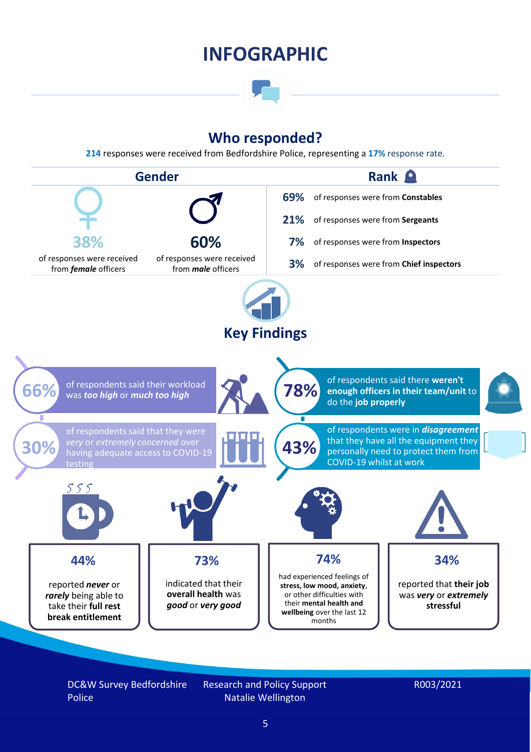# INFOGRAPHIC

## Who responded?

**214** responses were received from Bedfordshire Police, representing a **17%** response rate.

### Gender

**38%** of responses were received from ***female*** officers

**60%** of responses were received from ***male*** officers

### Rank

- **69%** of responses were from **Constables**
- **21%** of responses were from **Sergeants**
- **7%** of responses were from **Inspectors**
- **3%** of responses were from **Chief inspectors**

## Key Findings

**66%** of respondents said their workload was ***too high*** or ***much too high***

**78%** of respondents said there **weren't enough officers in their team/unit** to do the **job properly**

**30%** of respondents said that they were *very* or *extremely concerned* over having adequate access to COVID-19 testing

**43%** of respondents were in ***disagreement*** that they have all the equipment they personally need to protect them from COVID-19 whilst at work

**44%** reported ***never*** or ***rarely*** being able to take their **full rest break entitlement**

**73%** indicated that their **overall health** was ***good*** or ***very good***

**74%** had experienced feelings of **stress, low mood, anxiety**, or other difficulties with their **mental health and wellbeing** over the last 12 months

**34%** reported that **their job** was ***very*** or ***extremely*** **stressful**

DC&W Survey Bedfordshire Police | Research and Policy Support Natalie Wellington | R003/2021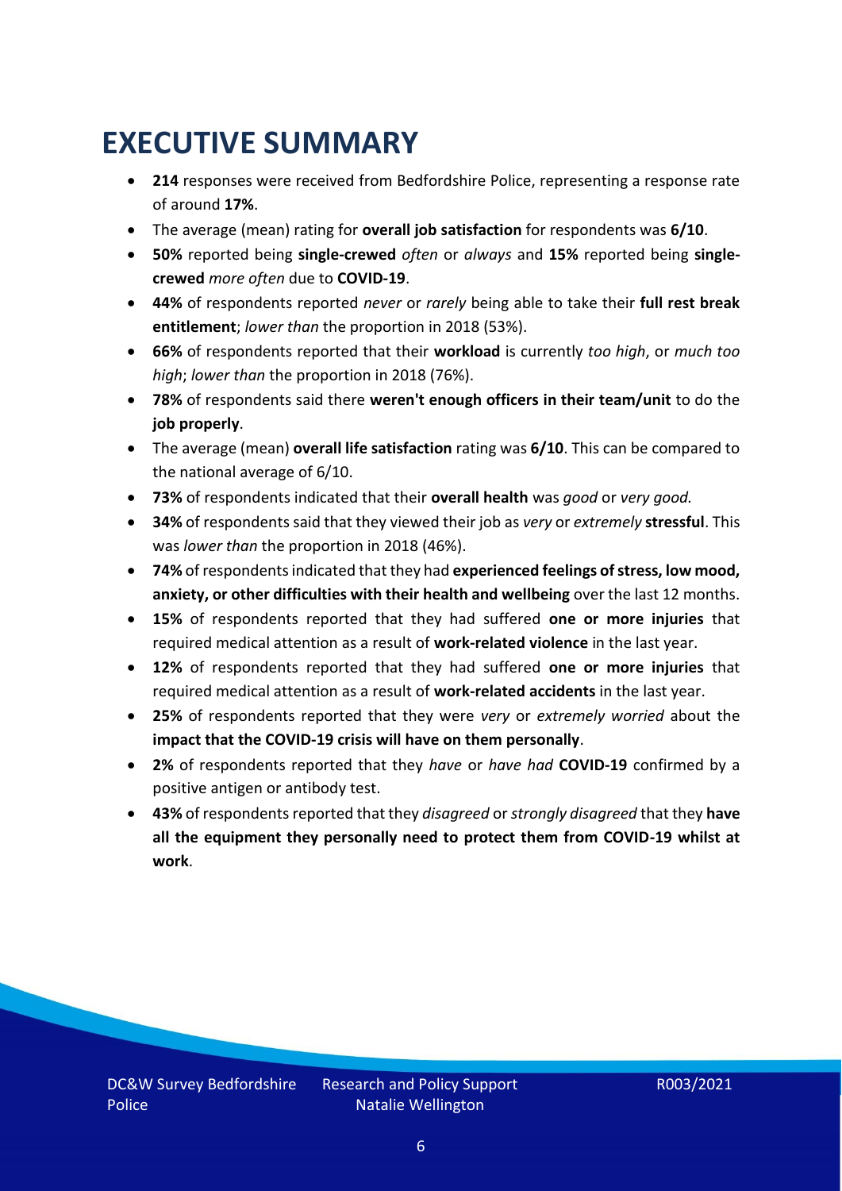# EXECUTIVE SUMMARY

- **214** responses were received from Bedfordshire Police, representing a response rate of around **17%**.
- The average (mean) rating for **overall job satisfaction** for respondents was **6/10**.
- **50%** reported being **single-crewed** *often* or *always* and **15%** reported being **single-crewed** *more often* due to **COVID-19**.
- **44%** of respondents reported *never* or *rarely* being able to take their **full rest break entitlement**; *lower than* the proportion in 2018 (53%).
- **66%** of respondents reported that their **workload** is currently *too high*, or *much too high*; *lower than* the proportion in 2018 (76%).
- **78%** of respondents said there **weren't enough officers in their team/unit** to do the **job properly**.
- The average (mean) **overall life satisfaction** rating was **6/10**. This can be compared to the national average of 6/10.
- **73%** of respondents indicated that their **overall health** was *good* or *very good.*
- **34%** of respondents said that they viewed their job as *very* or *extremely* **stressful**. This was *lower than* the proportion in 2018 (46%).
- **74%** of respondents indicated that they had **experienced feelings of stress, low mood, anxiety, or other difficulties with their health and wellbeing** over the last 12 months.
- **15%** of respondents reported that they had suffered **one or more injuries** that required medical attention as a result of **work-related violence** in the last year.
- **12%** of respondents reported that they had suffered **one or more injuries** that required medical attention as a result of **work-related accidents** in the last year.
- **25%** of respondents reported that they were *very* or *extremely worried* about the **impact that the COVID-19 crisis will have on them personally**.
- **2%** of respondents reported that they *have* or *have had* **COVID-19** confirmed by a positive antigen or antibody test.
- **43%** of respondents reported that they *disagreed* or *strongly disagreed* that they **have all the equipment they personally need to protect them from COVID-19 whilst at work**.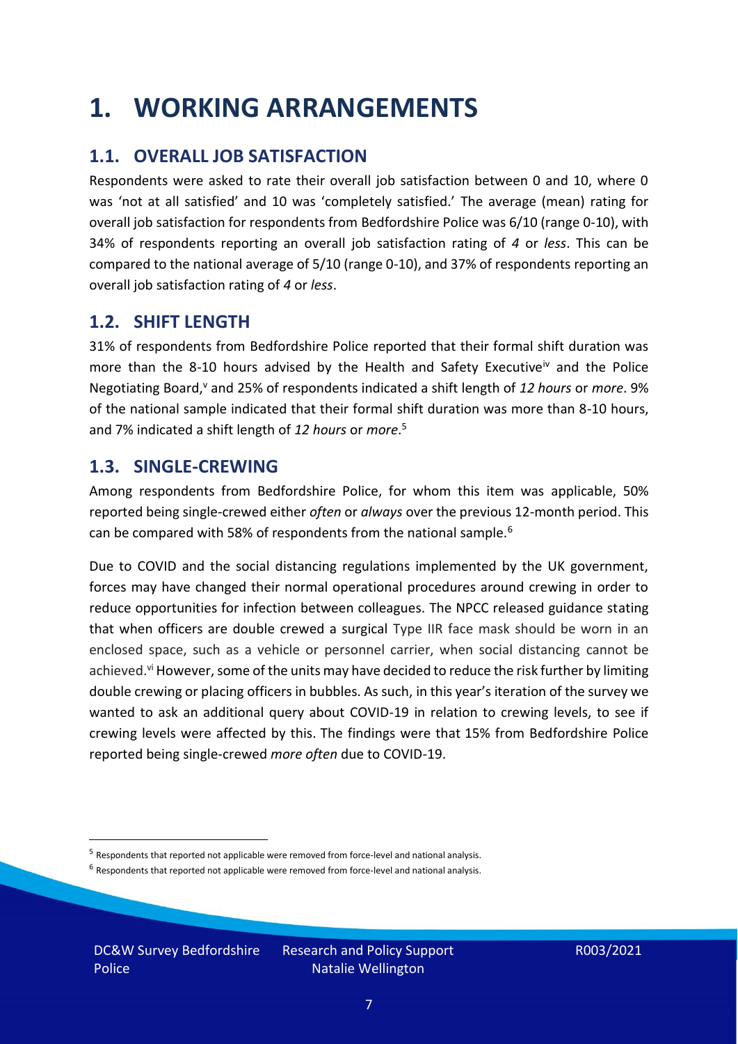# 1. WORKING ARRANGEMENTS

## 1.1. OVERALL JOB SATISFACTION

Respondents were asked to rate their overall job satisfaction between 0 and 10, where 0 was 'not at all satisfied' and 10 was 'completely satisfied.' The average (mean) rating for overall job satisfaction for respondents from Bedfordshire Police was 6/10 (range 0-10), with 34% of respondents reporting an overall job satisfaction rating of *4* or *less*. This can be compared to the national average of 5/10 (range 0-10), and 37% of respondents reporting an overall job satisfaction rating of *4* or *less*.

## 1.2. SHIFT LENGTH

31% of respondents from Bedfordshire Police reported that their formal shift duration was more than the 8-10 hours advised by the Health and Safety Executive[iv] and the Police Negotiating Board,[v] and 25% of respondents indicated a shift length of *12 hours* or *more*. 9% of the national sample indicated that their formal shift duration was more than 8-10 hours, and 7% indicated a shift length of *12 hours* or *more*.[5]

## 1.3. SINGLE-CREWING

Among respondents from Bedfordshire Police, for whom this item was applicable, 50% reported being single-crewed either *often* or *always* over the previous 12-month period. This can be compared with 58% of respondents from the national sample.[6]

Due to COVID and the social distancing regulations implemented by the UK government, forces may have changed their normal operational procedures around crewing in order to reduce opportunities for infection between colleagues. The NPCC released guidance stating that when officers are double crewed a surgical Type IIR face mask should be worn in an enclosed space, such as a vehicle or personnel carrier, when social distancing cannot be achieved.[vi] However, some of the units may have decided to reduce the risk further by limiting double crewing or placing officers in bubbles. As such, in this year's iteration of the survey we wanted to ask an additional query about COVID-19 in relation to crewing levels, to see if crewing levels were affected by this. The findings were that 15% from Bedfordshire Police reported being single-crewed *more often* due to COVID-19.

---

[5] Respondents that reported not applicable were removed from force-level and national analysis.

[6] Respondents that reported not applicable were removed from force-level and national analysis.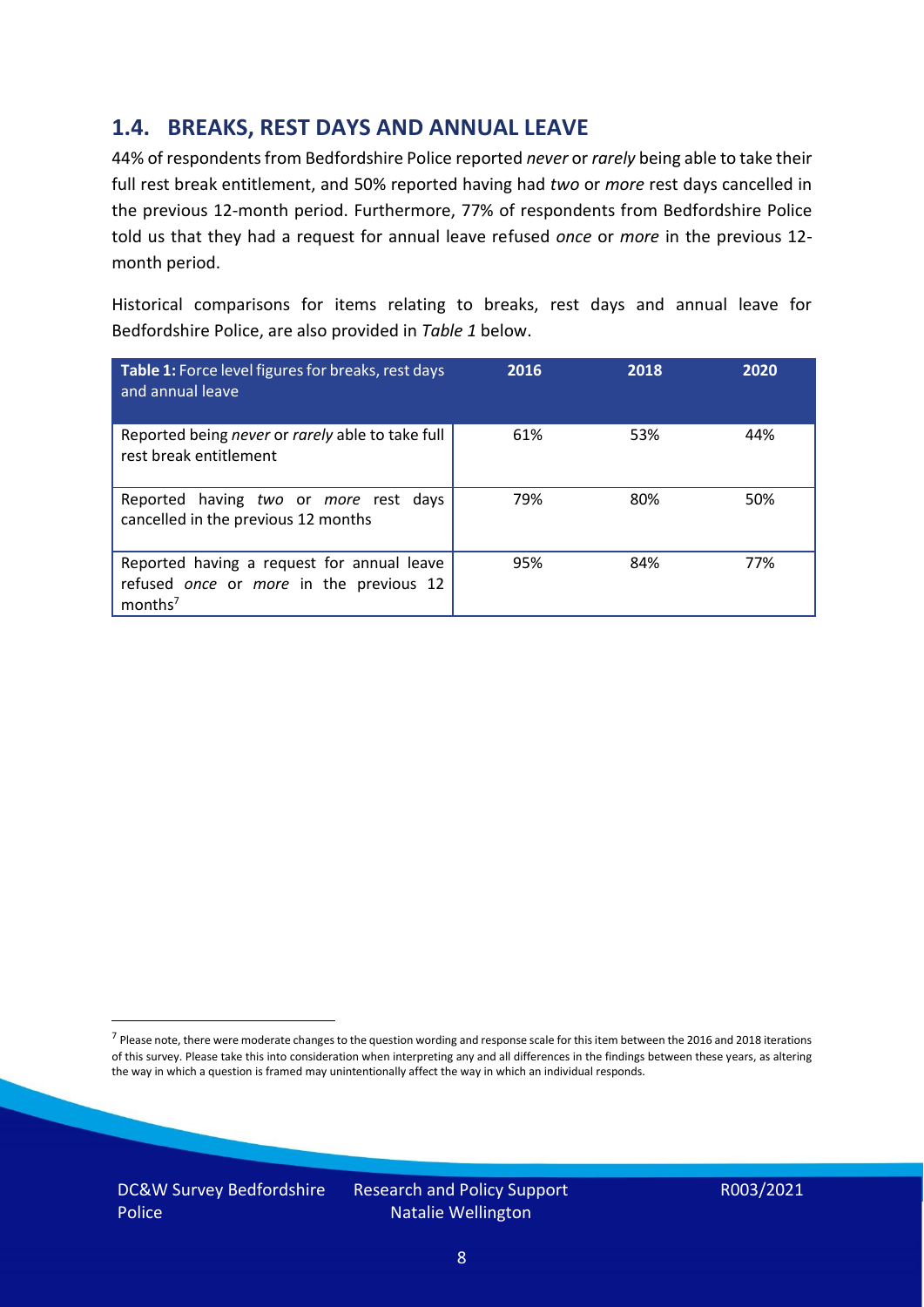## 1.4. BREAKS, REST DAYS AND ANNUAL LEAVE

44% of respondents from Bedfordshire Police reported *never* or *rarely* being able to take their full rest break entitlement, and 50% reported having had *two* or *more* rest days cancelled in the previous 12-month period. Furthermore, 77% of respondents from Bedfordshire Police told us that they had a request for annual leave refused *once* or *more* in the previous 12-month period.

Historical comparisons for items relating to breaks, rest days and annual leave for Bedfordshire Police, are also provided in *Table 1* below.

| **Table 1:** Force level figures for breaks, rest days and annual leave | 2016 | 2018 | 2020 |
|---|---|---|---|
| Reported being *never* or *rarely* able to take full rest break entitlement | 61% | 53% | 44% |
| Reported having *two* or *more* rest days cancelled in the previous 12 months | 79% | 80% | 50% |
| Reported having a request for annual leave refused *once* or *more* in the previous 12 months[7] | 95% | 84% | 77% |

[7] Please note, there were moderate changes to the question wording and response scale for this item between the 2016 and 2018 iterations of this survey. Please take this into consideration when interpreting any and all differences in the findings between these years, as altering the way in which a question is framed may unintentionally affect the way in which an individual responds.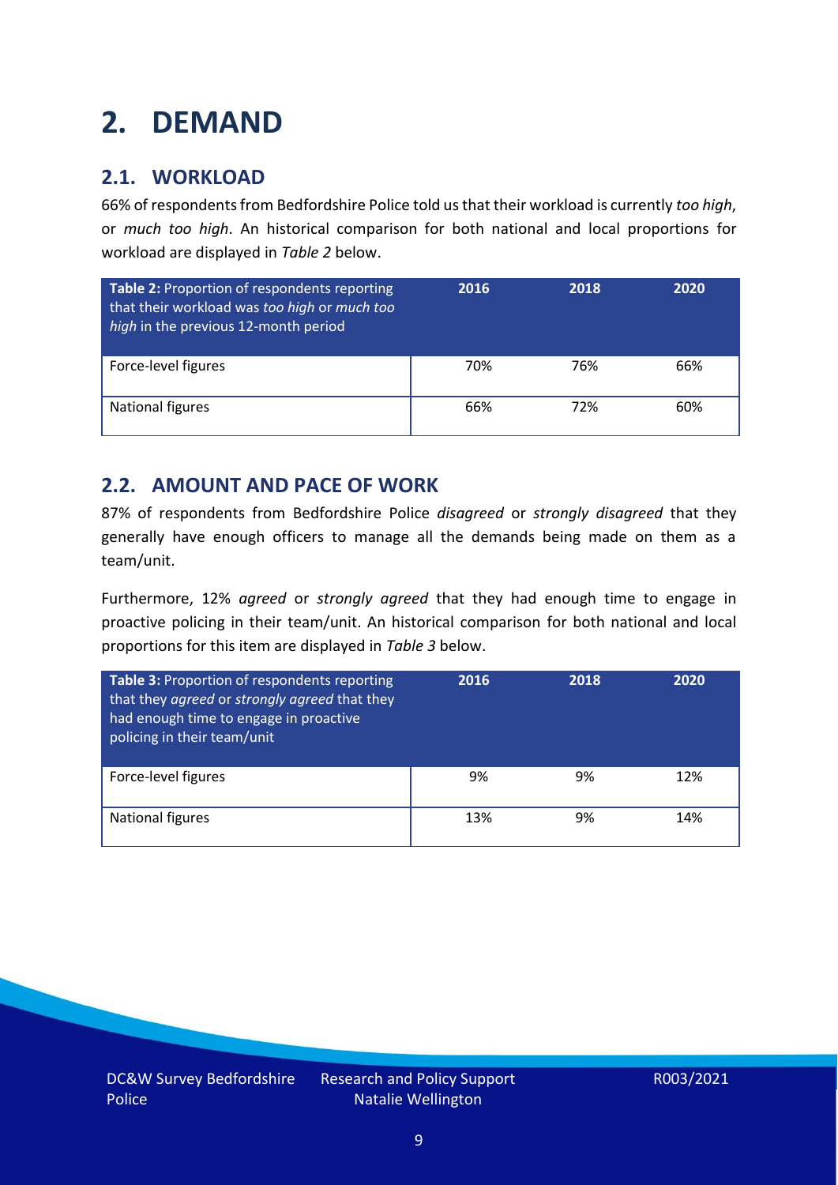# 2. DEMAND

## 2.1. WORKLOAD

66% of respondents from Bedfordshire Police told us that their workload is currently *too high*, or *much too high*. An historical comparison for both national and local proportions for workload are displayed in *Table 2* below.

| **Table 2:** Proportion of respondents reporting that their workload was *too high* or *much too high* in the previous 12-month period | 2016 | 2018 | 2020 |
|---|---|---|---|
| Force-level figures | 70% | 76% | 66% |
| National figures | 66% | 72% | 60% |

## 2.2. AMOUNT AND PACE OF WORK

87% of respondents from Bedfordshire Police *disagreed* or *strongly disagreed* that they generally have enough officers to manage all the demands being made on them as a team/unit.

Furthermore, 12% *agreed* or *strongly agreed* that they had enough time to engage in proactive policing in their team/unit. An historical comparison for both national and local proportions for this item are displayed in *Table 3* below.

| **Table 3:** Proportion of respondents reporting that they *agreed* or *strongly agreed* that they had enough time to engage in proactive policing in their team/unit | 2016 | 2018 | 2020 |
|---|---|---|---|
| Force-level figures | 9% | 9% | 12% |
| National figures | 13% | 9% | 14% |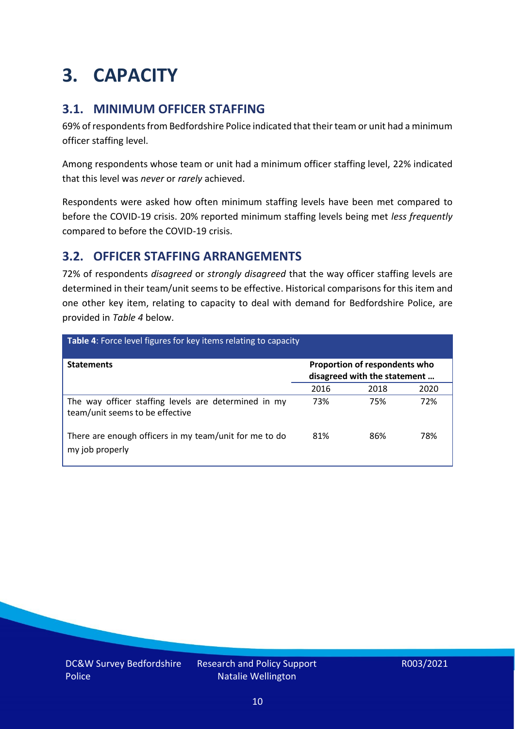# 3. CAPACITY

## 3.1. MINIMUM OFFICER STAFFING

69% of respondents from Bedfordshire Police indicated that their team or unit had a minimum officer staffing level.

Among respondents whose team or unit had a minimum officer staffing level, 22% indicated that this level was *never* or *rarely* achieved.

Respondents were asked how often minimum staffing levels have been met compared to before the COVID-19 crisis. 20% reported minimum staffing levels being met *less frequently* compared to before the COVID-19 crisis.

## 3.2. OFFICER STAFFING ARRANGEMENTS

72% of respondents *disagreed* or *strongly disagreed* that the way officer staffing levels are determined in their team/unit seems to be effective. Historical comparisons for this item and one other key item, relating to capacity to deal with demand for Bedfordshire Police, are provided in *Table 4* below.

**Table 4**: Force level figures for key items relating to capacity

| Statements | Proportion of respondents who disagreed with the statement … | | |
|---|---|---|---|
| | 2016 | 2018 | 2020 |
| The way officer staffing levels are determined in my team/unit seems to be effective | 73% | 75% | 72% |
| There are enough officers in my team/unit for me to do my job properly | 81% | 86% | 78% |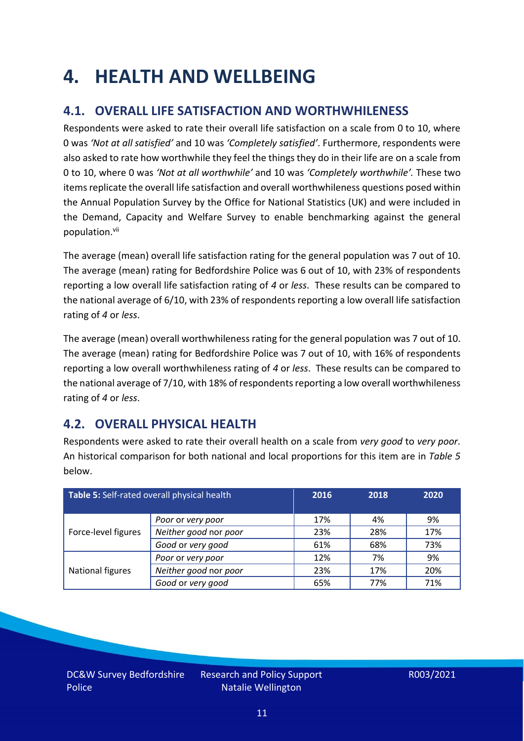# 4. HEALTH AND WELLBEING

## 4.1. OVERALL LIFE SATISFACTION AND WORTHWHILENESS

Respondents were asked to rate their overall life satisfaction on a scale from 0 to 10, where 0 was *'Not at all satisfied'* and 10 was *'Completely satisfied'*. Furthermore, respondents were also asked to rate how worthwhile they feel the things they do in their life are on a scale from 0 to 10, where 0 was *'Not at all worthwhile'* and 10 was *'Completely worthwhile'.* These two items replicate the overall life satisfaction and overall worthwhileness questions posed within the Annual Population Survey by the Office for National Statistics (UK) and were included in the Demand, Capacity and Welfare Survey to enable benchmarking against the general population.[vii]

The average (mean) overall life satisfaction rating for the general population was 7 out of 10. The average (mean) rating for Bedfordshire Police was 6 out of 10, with 23% of respondents reporting a low overall life satisfaction rating of *4* or *less*. These results can be compared to the national average of 6/10, with 23% of respondents reporting a low overall life satisfaction rating of *4* or *less*.

The average (mean) overall worthwhileness rating for the general population was 7 out of 10. The average (mean) rating for Bedfordshire Police was 7 out of 10, with 16% of respondents reporting a low overall worthwhileness rating of *4* or *less*. These results can be compared to the national average of 7/10, with 18% of respondents reporting a low overall worthwhileness rating of *4* or *less*.

## 4.2. OVERALL PHYSICAL HEALTH

Respondents were asked to rate their overall health on a scale from *very good* to *very poor*. An historical comparison for both national and local proportions for this item are in *Table 5* below.

| **Table 5:** Self-rated overall physical health | | 2016 | 2018 | 2020 |
|---|---|---|---|---|
| Force-level figures | *Poor* or *very poor* | 17% | 4% | 9% |
| | *Neither good* nor *poor* | 23% | 28% | 17% |
| | *Good* or *very good* | 61% | 68% | 73% |
| National figures | *Poor* or *very poor* | 12% | 7% | 9% |
| | *Neither good* nor *poor* | 23% | 17% | 20% |
| | *Good* or *very good* | 65% | 77% | 71% |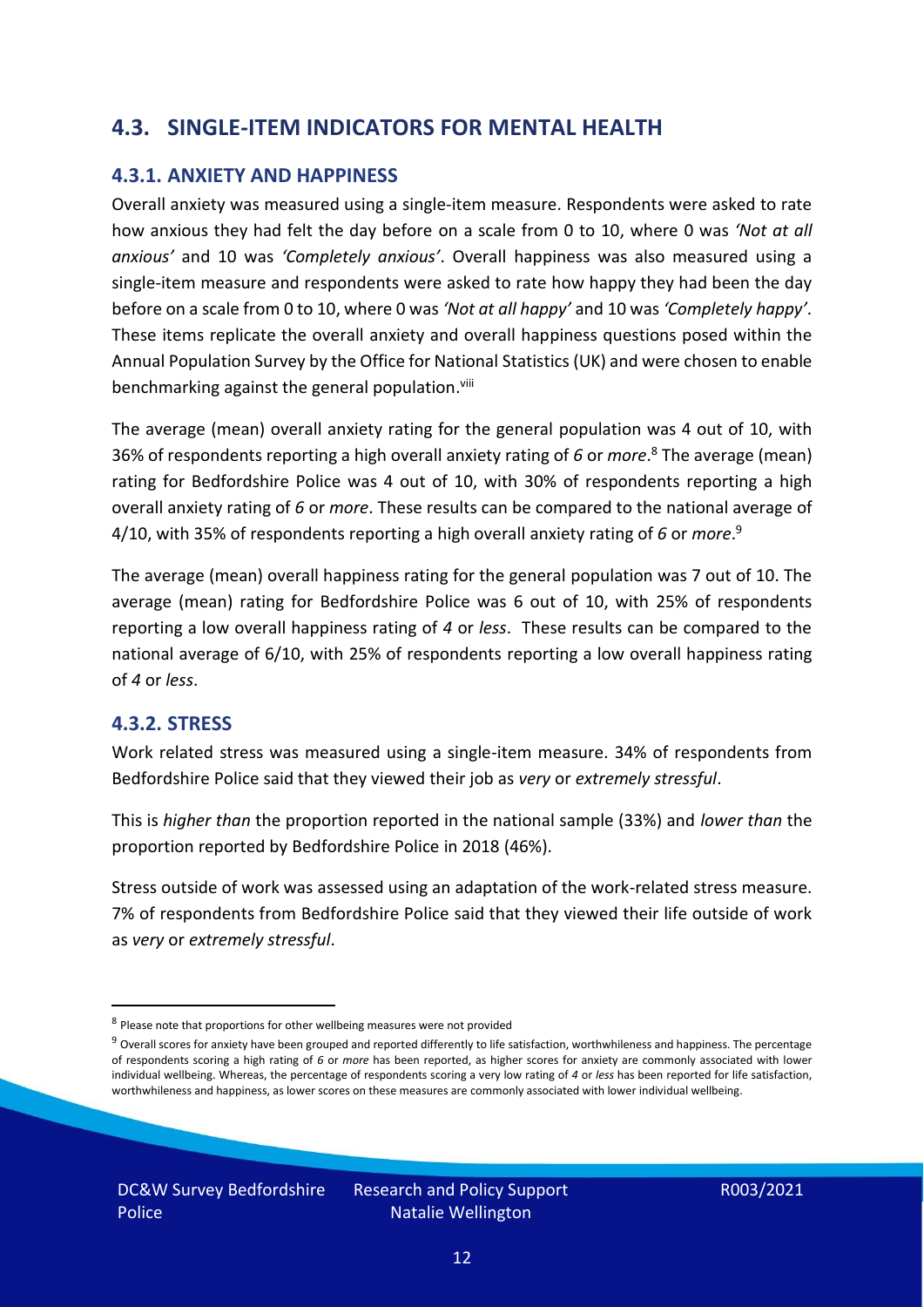## 4.3. SINGLE-ITEM INDICATORS FOR MENTAL HEALTH

### 4.3.1. ANXIETY AND HAPPINESS

Overall anxiety was measured using a single-item measure. Respondents were asked to rate how anxious they had felt the day before on a scale from 0 to 10, where 0 was *'Not at all anxious'* and 10 was *'Completely anxious'*. Overall happiness was also measured using a single-item measure and respondents were asked to rate how happy they had been the day before on a scale from 0 to 10, where 0 was *'Not at all happy'* and 10 was *'Completely happy'*. These items replicate the overall anxiety and overall happiness questions posed within the Annual Population Survey by the Office for National Statistics (UK) and were chosen to enable benchmarking against the general population.[viii]

The average (mean) overall anxiety rating for the general population was 4 out of 10, with 36% of respondents reporting a high overall anxiety rating of *6* or *more*.[8] The average (mean) rating for Bedfordshire Police was 4 out of 10, with 30% of respondents reporting a high overall anxiety rating of *6* or *more*. These results can be compared to the national average of 4/10, with 35% of respondents reporting a high overall anxiety rating of *6* or *more*.[9]

The average (mean) overall happiness rating for the general population was 7 out of 10. The average (mean) rating for Bedfordshire Police was 6 out of 10, with 25% of respondents reporting a low overall happiness rating of *4* or *less*. These results can be compared to the national average of 6/10, with 25% of respondents reporting a low overall happiness rating of *4* or *less*.

### 4.3.2. STRESS

Work related stress was measured using a single-item measure. 34% of respondents from Bedfordshire Police said that they viewed their job as *very* or *extremely stressful*.

This is *higher than* the proportion reported in the national sample (33%) and *lower than* the proportion reported by Bedfordshire Police in 2018 (46%).

Stress outside of work was assessed using an adaptation of the work-related stress measure. 7% of respondents from Bedfordshire Police said that they viewed their life outside of work as *very* or *extremely stressful*.

---

[8] Please note that proportions for other wellbeing measures were not provided

[9] Overall scores for anxiety have been grouped and reported differently to life satisfaction, worthwhileness and happiness. The percentage of respondents scoring a high rating of *6* or *more* has been reported, as higher scores for anxiety are commonly associated with lower individual wellbeing. Whereas, the percentage of respondents scoring a very low rating of *4* or *less* has been reported for life satisfaction, worthwhileness and happiness, as lower scores on these measures are commonly associated with lower individual wellbeing.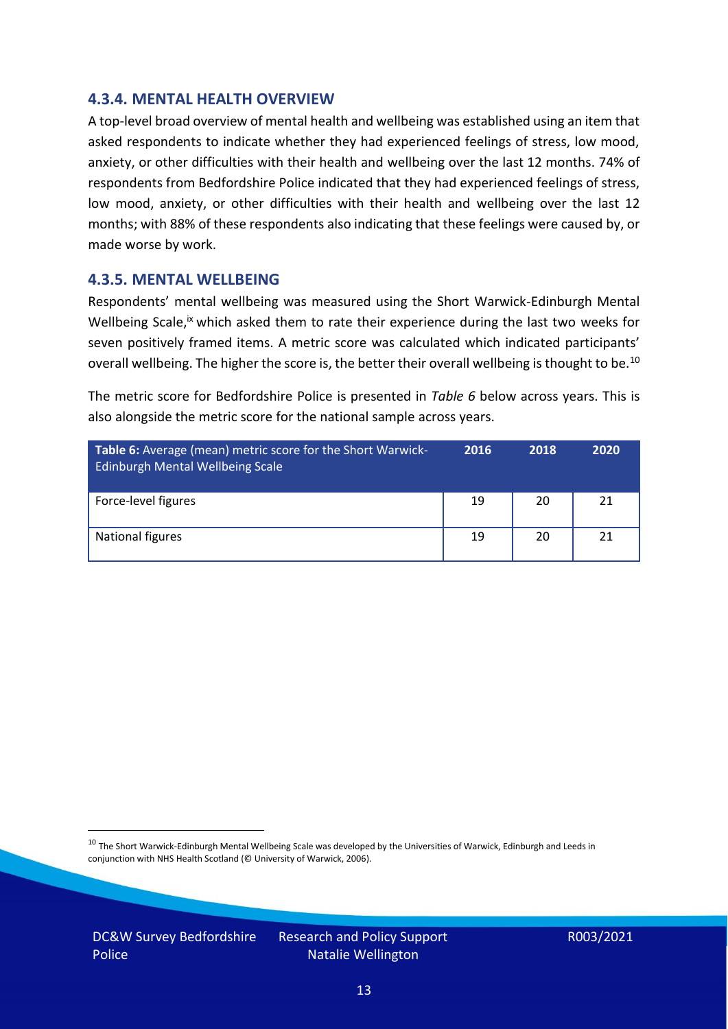### 4.3.4. MENTAL HEALTH OVERVIEW

A top-level broad overview of mental health and wellbeing was established using an item that asked respondents to indicate whether they had experienced feelings of stress, low mood, anxiety, or other difficulties with their health and wellbeing over the last 12 months. 74% of respondents from Bedfordshire Police indicated that they had experienced feelings of stress, low mood, anxiety, or other difficulties with their health and wellbeing over the last 12 months; with 88% of these respondents also indicating that these feelings were caused by, or made worse by work.

### 4.3.5. MENTAL WELLBEING

Respondents' mental wellbeing was measured using the Short Warwick-Edinburgh Mental Wellbeing Scale,[ix] which asked them to rate their experience during the last two weeks for seven positively framed items. A metric score was calculated which indicated participants' overall wellbeing. The higher the score is, the better their overall wellbeing is thought to be.[10]

The metric score for Bedfordshire Police is presented in *Table 6* below across years. This is also alongside the metric score for the national sample across years.

| **Table 6:** Average (mean) metric score for the Short Warwick-Edinburgh Mental Wellbeing Scale | 2016 | 2018 | 2020 |
|---|---|---|---|
| Force-level figures | 19 | 20 | 21 |
| National figures | 19 | 20 | 21 |

[10] The Short Warwick-Edinburgh Mental Wellbeing Scale was developed by the Universities of Warwick, Edinburgh and Leeds in conjunction with NHS Health Scotland (© University of Warwick, 2006).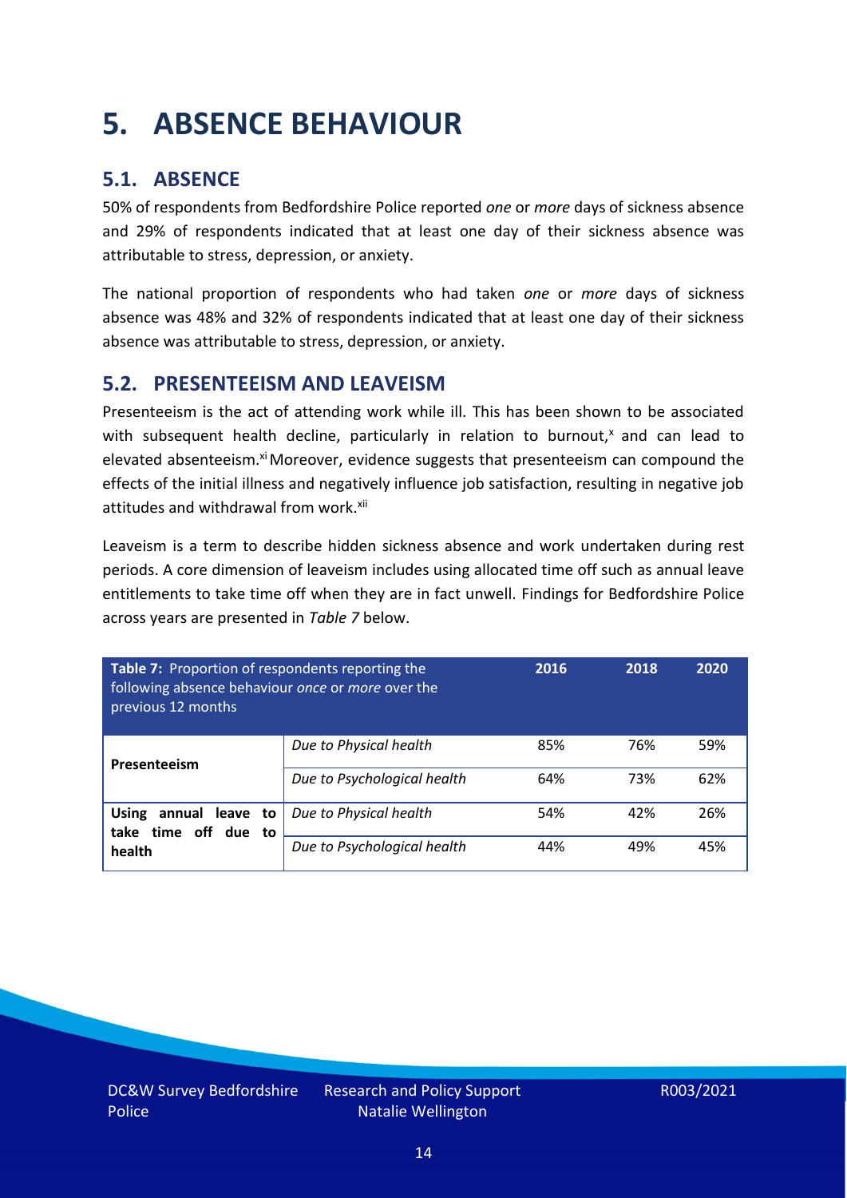# 5. ABSENCE BEHAVIOUR

## 5.1. ABSENCE

50% of respondents from Bedfordshire Police reported *one* or *more* days of sickness absence and 29% of respondents indicated that at least one day of their sickness absence was attributable to stress, depression, or anxiety.

The national proportion of respondents who had taken *one* or *more* days of sickness absence was 48% and 32% of respondents indicated that at least one day of their sickness absence was attributable to stress, depression, or anxiety.

## 5.2. PRESENTEEISM AND LEAVEISM

Presenteeism is the act of attending work while ill. This has been shown to be associated with subsequent health decline, particularly in relation to burnout,[x] and can lead to elevated absenteeism.[xi] Moreover, evidence suggests that presenteeism can compound the effects of the initial illness and negatively influence job satisfaction, resulting in negative job attitudes and withdrawal from work.[xii]

Leaveism is a term to describe hidden sickness absence and work undertaken during rest periods. A core dimension of leaveism includes using allocated time off such as annual leave entitlements to take time off when they are in fact unwell. Findings for Bedfordshire Police across years are presented in *Table 7* below.

| **Table 7:** Proportion of respondents reporting the following absence behaviour *once* or *more* over the previous 12 months | | 2016 | 2018 | 2020 |
|---|---|---|---|---|
| **Presenteeism** | *Due to Physical health* | 85% | 76% | 59% |
| | *Due to Psychological health* | 64% | 73% | 62% |
| **Using annual leave to take time off due to health** | *Due to Physical health* | 54% | 42% | 26% |
| | *Due to Psychological health* | 44% | 49% | 45% |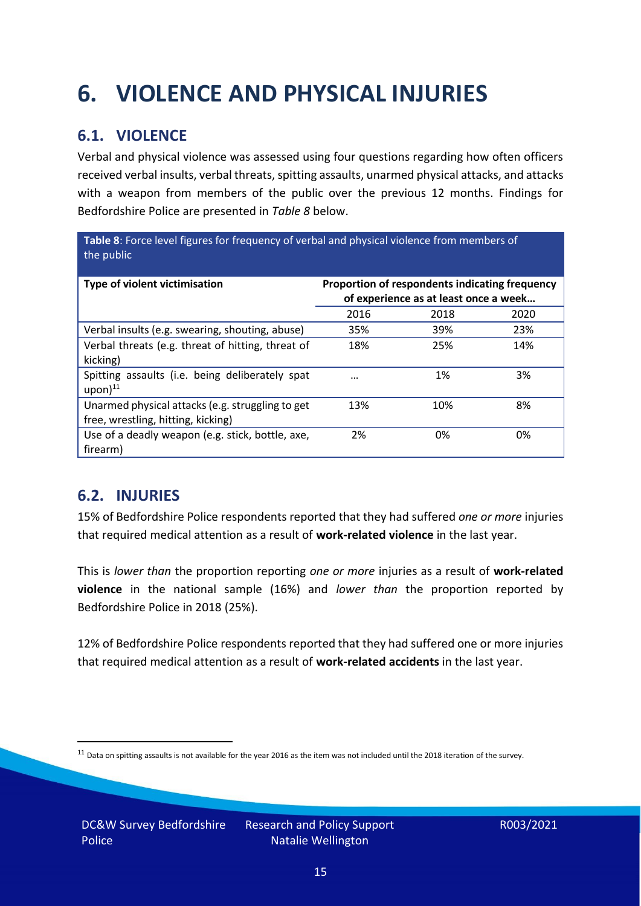# 6. VIOLENCE AND PHYSICAL INJURIES

## 6.1. VIOLENCE

Verbal and physical violence was assessed using four questions regarding how often officers received verbal insults, verbal threats, spitting assaults, unarmed physical attacks, and attacks with a weapon from members of the public over the previous 12 months. Findings for Bedfordshire Police are presented in *Table 8* below.

**Table 8**: Force level figures for frequency of verbal and physical violence from members of the public

| Type of violent victimisation | Proportion of respondents indicating frequency of experience as at least once a week… | | |
|---|---|---|---|
| | 2016 | 2018 | 2020 |
| Verbal insults (e.g. swearing, shouting, abuse) | 35% | 39% | 23% |
| Verbal threats (e.g. threat of hitting, threat of kicking) | 18% | 25% | 14% |
| Spitting assaults (i.e. being deliberately spat upon)[11] | … | 1% | 3% |
| Unarmed physical attacks (e.g. struggling to get free, wrestling, hitting, kicking) | 13% | 10% | 8% |
| Use of a deadly weapon (e.g. stick, bottle, axe, firearm) | 2% | 0% | 0% |

## 6.2. INJURIES

15% of Bedfordshire Police respondents reported that they had suffered *one or more* injuries that required medical attention as a result of **work-related violence** in the last year.

This is *lower than* the proportion reporting *one or more* injuries as a result of **work-related violence** in the national sample (16%) and *lower than* the proportion reported by Bedfordshire Police in 2018 (25%).

12% of Bedfordshire Police respondents reported that they had suffered one or more injuries that required medical attention as a result of **work-related accidents** in the last year.

[11] Data on spitting assaults is not available for the year 2016 as the item was not included until the 2018 iteration of the survey.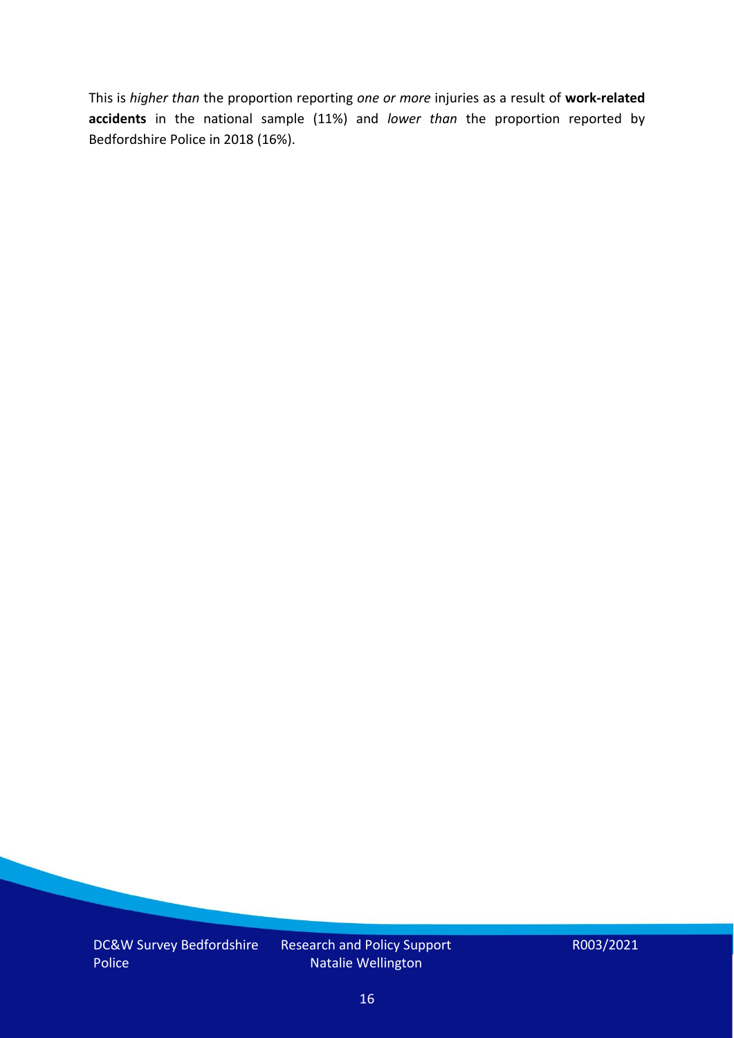This is *higher than* the proportion reporting *one or more* injuries as a result of **work-related accidents** in the national sample (11%) and *lower than* the proportion reported by Bedfordshire Police in 2018 (16%).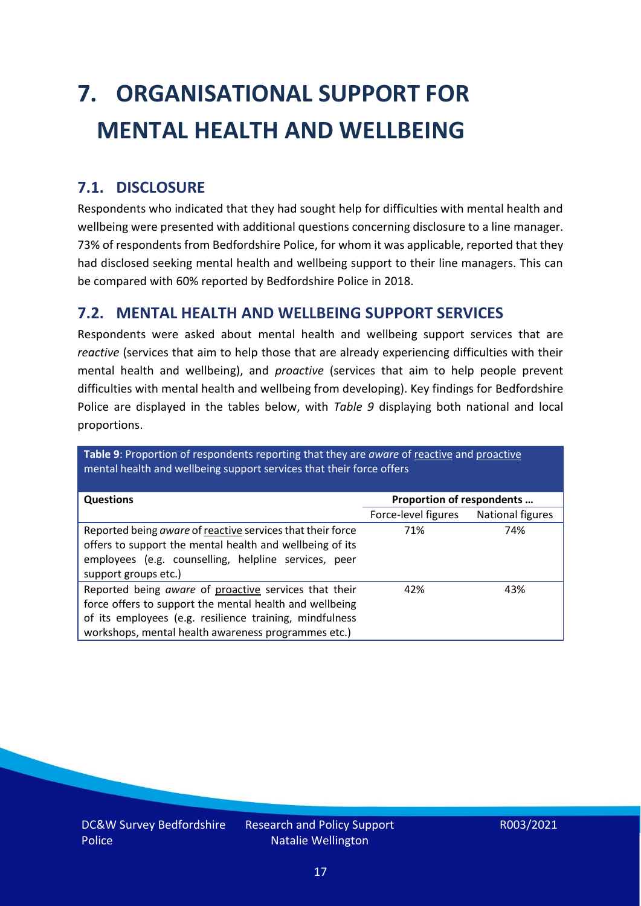# 7. ORGANISATIONAL SUPPORT FOR MENTAL HEALTH AND WELLBEING

## 7.1. DISCLOSURE

Respondents who indicated that they had sought help for difficulties with mental health and wellbeing were presented with additional questions concerning disclosure to a line manager. 73% of respondents from Bedfordshire Police, for whom it was applicable, reported that they had disclosed seeking mental health and wellbeing support to their line managers. This can be compared with 60% reported by Bedfordshire Police in 2018.

## 7.2. MENTAL HEALTH AND WELLBEING SUPPORT SERVICES

Respondents were asked about mental health and wellbeing support services that are *reactive* (services that aim to help those that are already experiencing difficulties with their mental health and wellbeing), and *proactive* (services that aim to help people prevent difficulties with mental health and wellbeing from developing). Key findings for Bedfordshire Police are displayed in the tables below, with *Table 9* displaying both national and local proportions.

**Table 9**: Proportion of respondents reporting that they are *aware* of reactive and proactive mental health and wellbeing support services that their force offers

| Questions | Proportion of respondents … | |
|---|---|---|
| | Force-level figures | National figures |
| Reported being *aware* of reactive services that their force offers to support the mental health and wellbeing of its employees (e.g. counselling, helpline services, peer support groups etc.) | 71% | 74% |
| Reported being *aware* of proactive services that their force offers to support the mental health and wellbeing of its employees (e.g. resilience training, mindfulness workshops, mental health awareness programmes etc.) | 42% | 43% |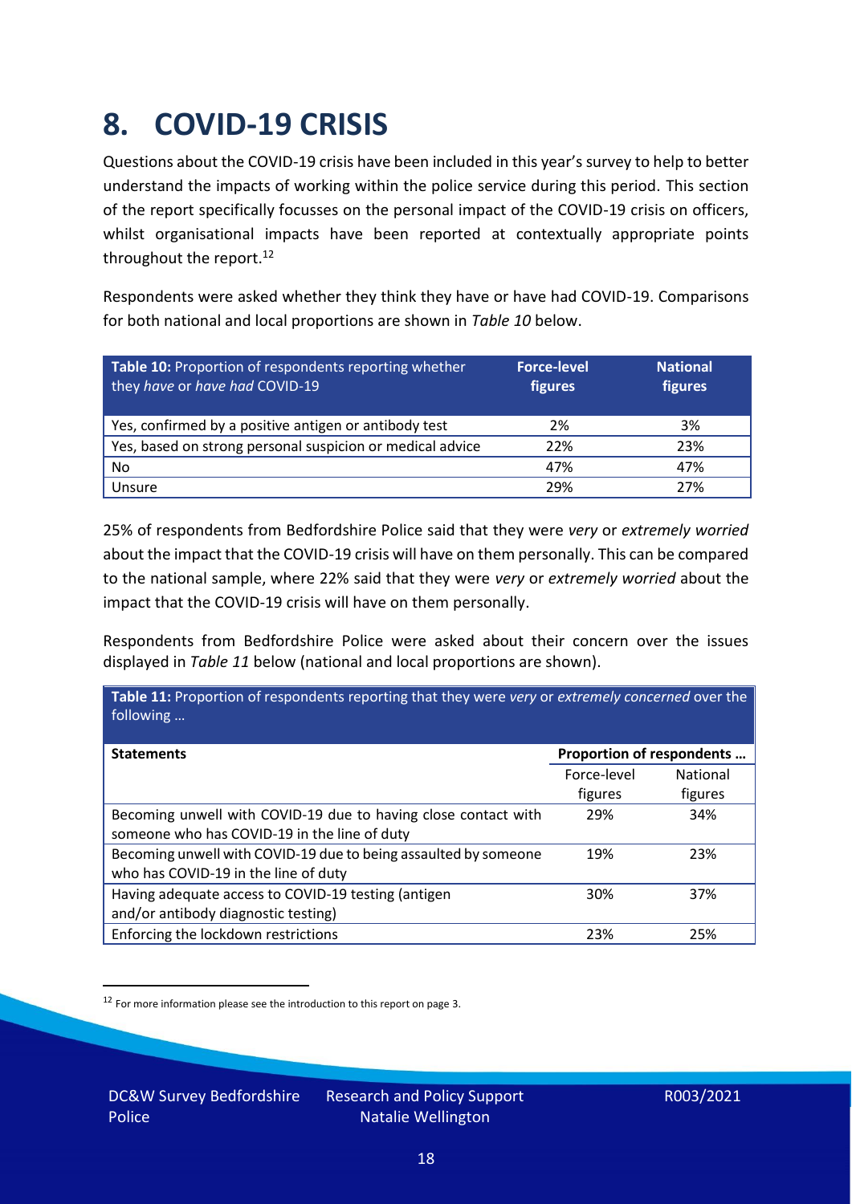# 8. COVID-19 CRISIS

Questions about the COVID-19 crisis have been included in this year's survey to help to better understand the impacts of working within the police service during this period. This section of the report specifically focusses on the personal impact of the COVID-19 crisis on officers, whilst organisational impacts have been reported at contextually appropriate points throughout the report.[12]

Respondents were asked whether they think they have or have had COVID-19. Comparisons for both national and local proportions are shown in *Table 10* below.

| **Table 10:** Proportion of respondents reporting whether they *have* or *have had* COVID-19 | **Force-level figures** | **National figures** |
|---|---|---|
| Yes, confirmed by a positive antigen or antibody test | 2% | 3% |
| Yes, based on strong personal suspicion or medical advice | 22% | 23% |
| No | 47% | 47% |
| Unsure | 29% | 27% |

25% of respondents from Bedfordshire Police said that they were *very* or *extremely worried* about the impact that the COVID-19 crisis will have on them personally. This can be compared to the national sample, where 22% said that they were *very* or *extremely worried* about the impact that the COVID-19 crisis will have on them personally.

Respondents from Bedfordshire Police were asked about their concern over the issues displayed in *Table 11* below (national and local proportions are shown).

**Table 11:** Proportion of respondents reporting that they were *very* or *extremely concerned* over the following …

| **Statements** | **Proportion of respondents …** | |
|---|---|---|
| | Force-level figures | National figures |
| Becoming unwell with COVID-19 due to having close contact with someone who has COVID-19 in the line of duty | 29% | 34% |
| Becoming unwell with COVID-19 due to being assaulted by someone who has COVID-19 in the line of duty | 19% | 23% |
| Having adequate access to COVID-19 testing (antigen and/or antibody diagnostic testing) | 30% | 37% |
| Enforcing the lockdown restrictions | 23% | 25% |

[12] For more information please see the introduction to this report on page 3.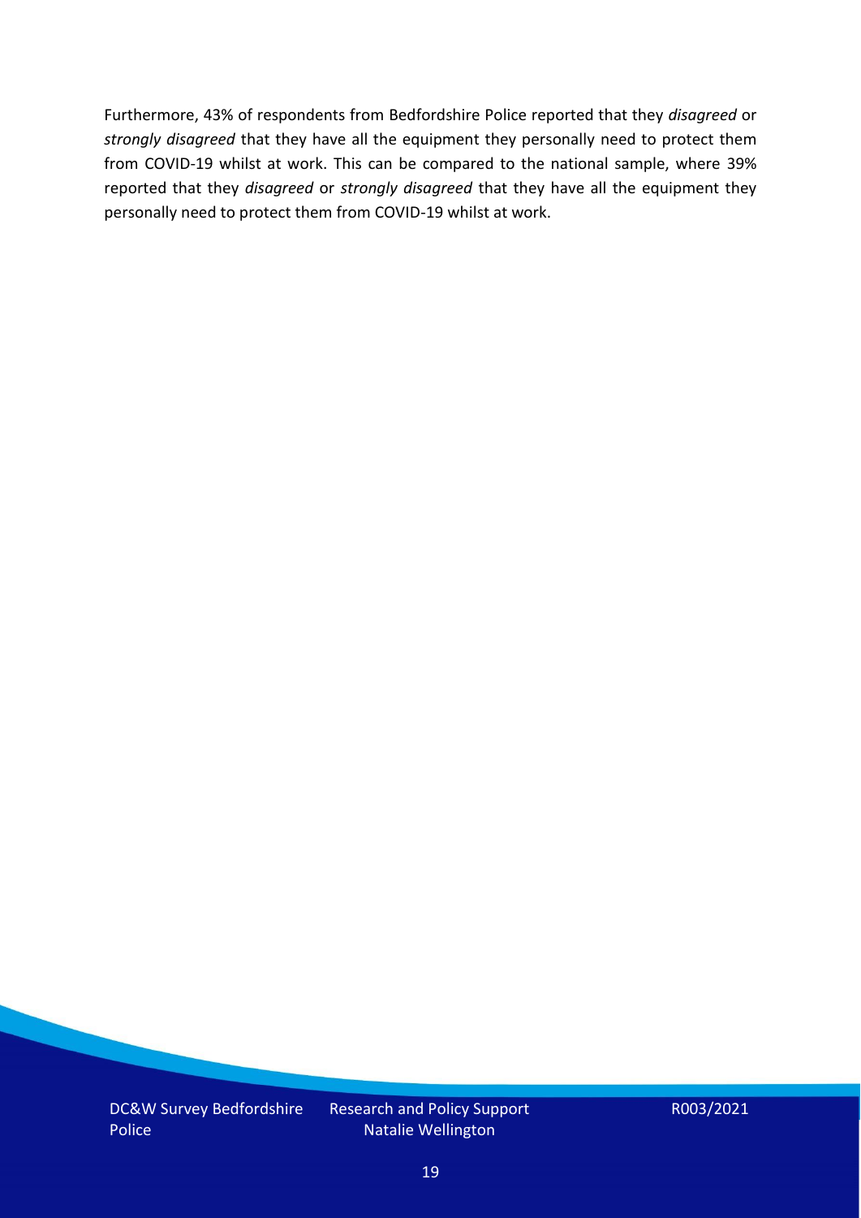Furthermore, 43% of respondents from Bedfordshire Police reported that they *disagreed* or *strongly disagreed* that they have all the equipment they personally need to protect them from COVID-19 whilst at work. This can be compared to the national sample, where 39% reported that they *disagreed* or *strongly disagreed* that they have all the equipment they personally need to protect them from COVID-19 whilst at work.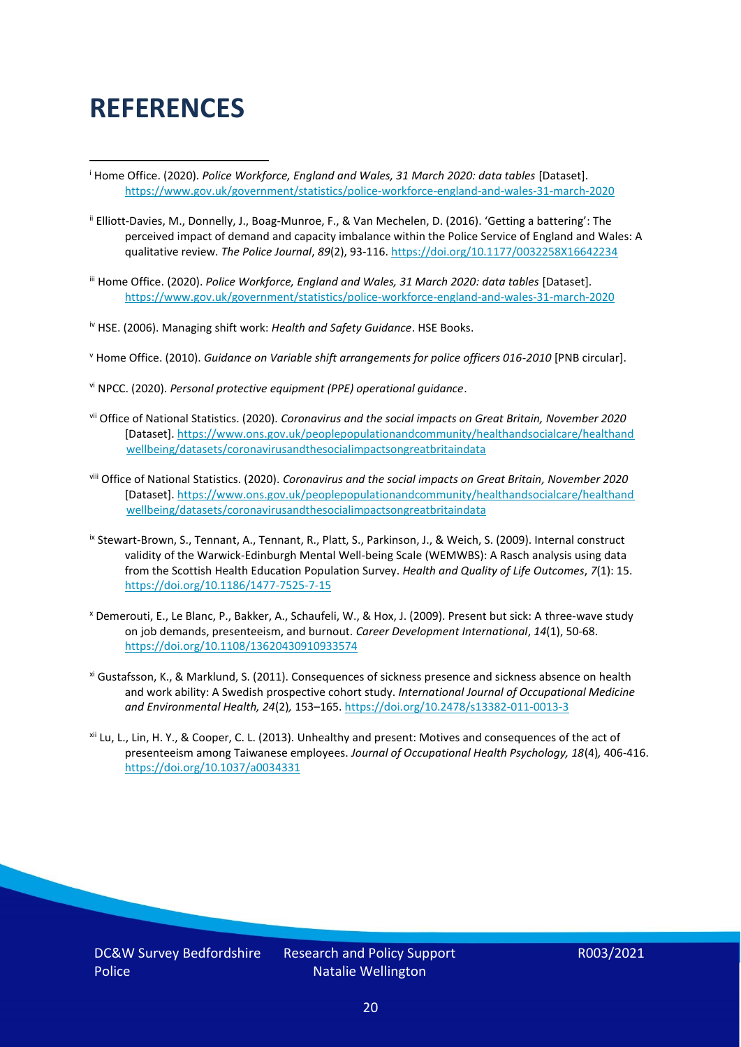# REFERENCES

[i] Home Office. (2020). *Police Workforce, England and Wales, 31 March 2020: data tables* [Dataset]. https://www.gov.uk/government/statistics/police-workforce-england-and-wales-31-march-2020

[ii] Elliott-Davies, M., Donnelly, J., Boag-Munroe, F., & Van Mechelen, D. (2016). 'Getting a battering': The perceived impact of demand and capacity imbalance within the Police Service of England and Wales: A qualitative review. *The Police Journal*, *89*(2), 93-116. https://doi.org/10.1177/0032258X16642234

[iii] Home Office. (2020). *Police Workforce, England and Wales, 31 March 2020: data tables* [Dataset]. https://www.gov.uk/government/statistics/police-workforce-england-and-wales-31-march-2020

[iv] HSE. (2006). Managing shift work: *Health and Safety Guidance*. HSE Books.

[v] Home Office. (2010). *Guidance on Variable shift arrangements for police officers 016-2010* [PNB circular].

[vi] NPCC. (2020). *Personal protective equipment (PPE) operational guidance*.

[vii] Office of National Statistics. (2020). *Coronavirus and the social impacts on Great Britain, November 2020* [Dataset]. https://www.ons.gov.uk/peoplepopulationandcommunity/healthandsocialcare/healthandwellbeing/datasets/coronavirusandthesocialimpactsongreatbritaindata

[viii] Office of National Statistics. (2020). *Coronavirus and the social impacts on Great Britain, November 2020* [Dataset]. https://www.ons.gov.uk/peoplepopulationandcommunity/healthandsocialcare/healthandwellbeing/datasets/coronavirusandthesocialimpactsongreatbritaindata

[ix] Stewart-Brown, S., Tennant, A., Tennant, R., Platt, S., Parkinson, J., & Weich, S. (2009). Internal construct validity of the Warwick-Edinburgh Mental Well-being Scale (WEMWBS): A Rasch analysis using data from the Scottish Health Education Population Survey. *Health and Quality of Life Outcomes*, *7*(1): 15. https://doi.org/10.1186/1477-7525-7-15

[x] Demerouti, E., Le Blanc, P., Bakker, A., Schaufeli, W., & Hox, J. (2009). Present but sick: A three-wave study on job demands, presenteeism, and burnout. *Career Development International*, *14*(1), 50-68. https://doi.org/10.1108/13620430910933574

[xi] Gustafsson, K., & Marklund, S. (2011). Consequences of sickness presence and sickness absence on health and work ability: A Swedish prospective cohort study. *International Journal of Occupational Medicine and Environmental Health, 24*(2)*,* 153–165. https://doi.org/10.2478/s13382-011-0013-3

[xii] Lu, L., Lin, H. Y., & Cooper, C. L. (2013). Unhealthy and present: Motives and consequences of the act of presenteeism among Taiwanese employees. *Journal of Occupational Health Psychology, 18*(4)*,* 406-416. https://doi.org/10.1037/a0034331